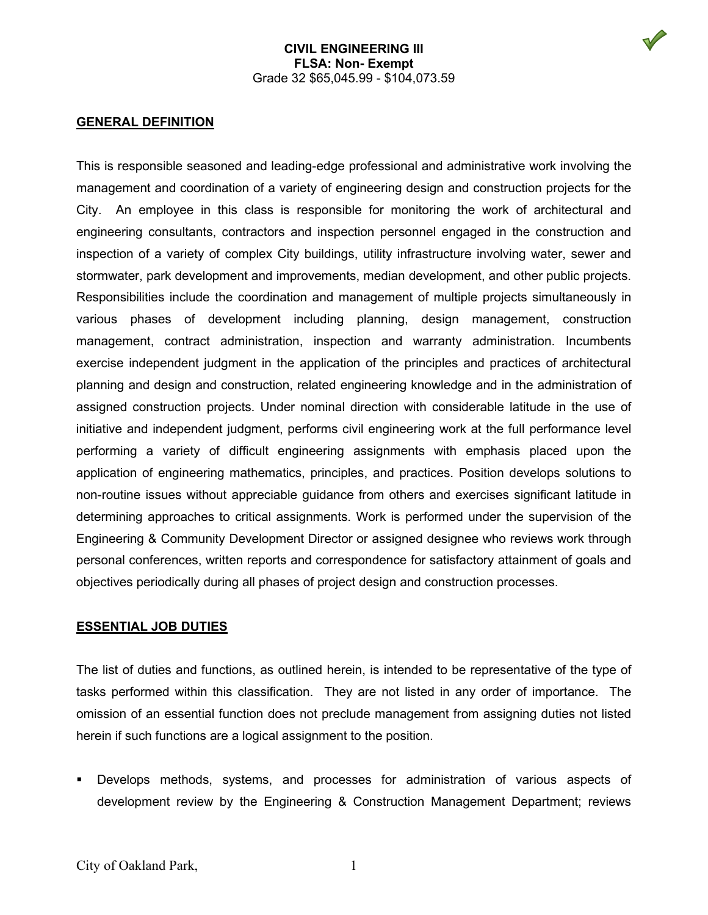**CIVIL ENGINEERING III**
**FLSA: Non- Exempt**
Grade 32 $65,045.99 - $104,073.59

## GENERAL DEFINITION

This is responsible seasoned and leading-edge professional and administrative work involving the management and coordination of a variety of engineering design and construction projects for the City. An employee in this class is responsible for monitoring the work of architectural and engineering consultants, contractors and inspection personnel engaged in the construction and inspection of a variety of complex City buildings, utility infrastructure involving water, sewer and stormwater, park development and improvements, median development, and other public projects. Responsibilities include the coordination and management of multiple projects simultaneously in various phases of development including planning, design management, construction management, contract administration, inspection and warranty administration. Incumbents exercise independent judgment in the application of the principles and practices of architectural planning and design and construction, related engineering knowledge and in the administration of assigned construction projects. Under nominal direction with considerable latitude in the use of initiative and independent judgment, performs civil engineering work at the full performance level performing a variety of difficult engineering assignments with emphasis placed upon the application of engineering mathematics, principles, and practices. Position develops solutions to non-routine issues without appreciable guidance from others and exercises significant latitude in determining approaches to critical assignments. Work is performed under the supervision of the Engineering & Community Development Director or assigned designee who reviews work through personal conferences, written reports and correspondence for satisfactory attainment of goals and objectives periodically during all phases of project design and construction processes.

## ESSENTIAL JOB DUTIES

The list of duties and functions, as outlined herein, is intended to be representative of the type of tasks performed within this classification. They are not listed in any order of importance. The omission of an essential function does not preclude management from assigning duties not listed herein if such functions are a logical assignment to the position.

- Develops methods, systems, and processes for administration of various aspects of development review by the Engineering & Construction Management Department; reviews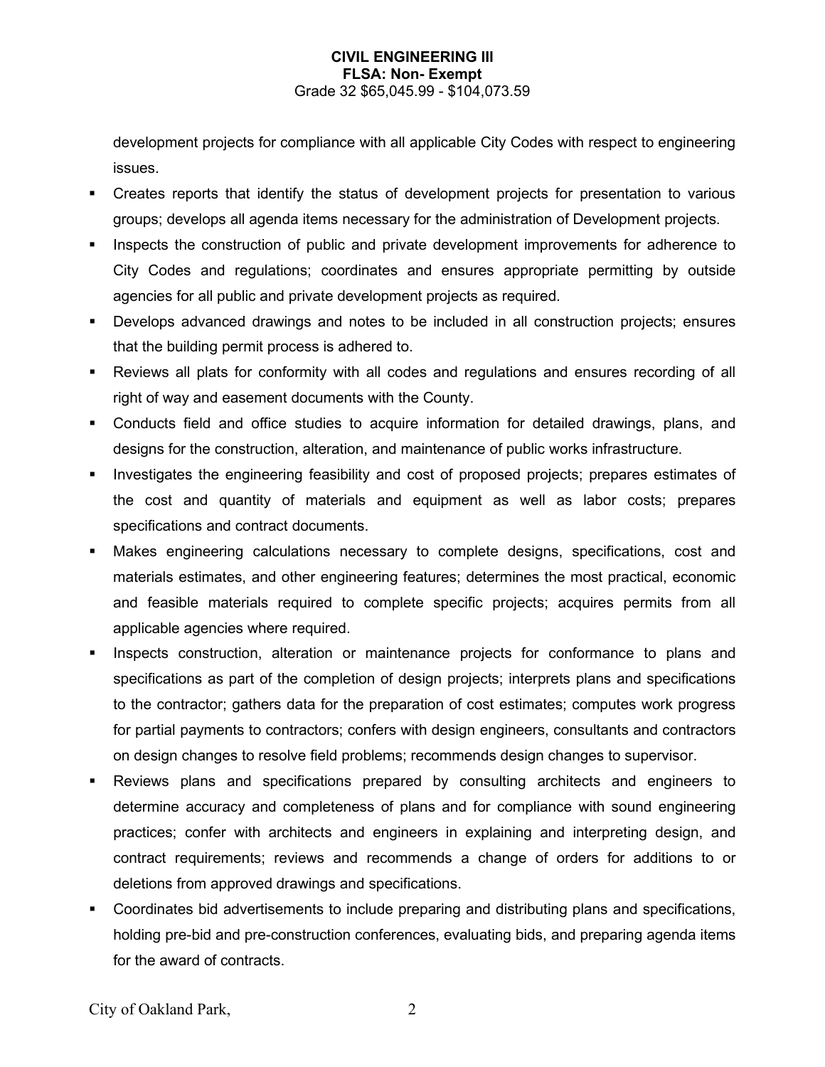development projects for compliance with all applicable City Codes with respect to engineering issues.

- Creates reports that identify the status of development projects for presentation to various groups; develops all agenda items necessary for the administration of Development projects.
- Inspects the construction of public and private development improvements for adherence to City Codes and regulations; coordinates and ensures appropriate permitting by outside agencies for all public and private development projects as required.
- Develops advanced drawings and notes to be included in all construction projects; ensures that the building permit process is adhered to.
- Reviews all plats for conformity with all codes and regulations and ensures recording of all right of way and easement documents with the County.
- Conducts field and office studies to acquire information for detailed drawings, plans, and designs for the construction, alteration, and maintenance of public works infrastructure.
- Investigates the engineering feasibility and cost of proposed projects; prepares estimates of the cost and quantity of materials and equipment as well as labor costs; prepares specifications and contract documents.
- Makes engineering calculations necessary to complete designs, specifications, cost and materials estimates, and other engineering features; determines the most practical, economic and feasible materials required to complete specific projects; acquires permits from all applicable agencies where required.
- Inspects construction, alteration or maintenance projects for conformance to plans and specifications as part of the completion of design projects; interprets plans and specifications to the contractor; gathers data for the preparation of cost estimates; computes work progress for partial payments to contractors; confers with design engineers, consultants and contractors on design changes to resolve field problems; recommends design changes to supervisor.
- Reviews plans and specifications prepared by consulting architects and engineers to determine accuracy and completeness of plans and for compliance with sound engineering practices; confer with architects and engineers in explaining and interpreting design, and contract requirements; reviews and recommends a change of orders for additions to or deletions from approved drawings and specifications.
- Coordinates bid advertisements to include preparing and distributing plans and specifications, holding pre-bid and pre-construction conferences, evaluating bids, and preparing agenda items for the award of contracts.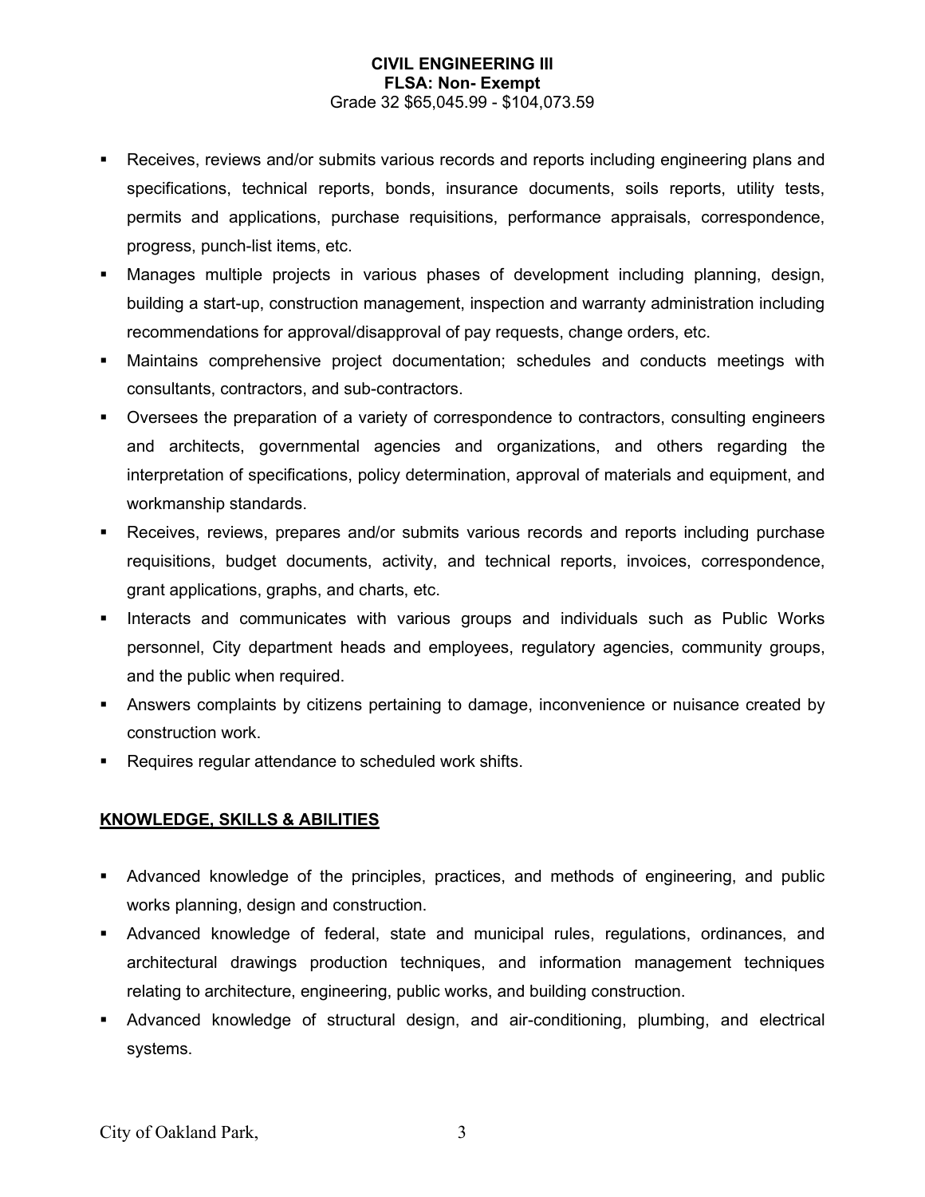**CIVIL ENGINEERING III**
**FLSA: Non- Exempt**
Grade 32 $65,045.99 - $104,073.59

- Receives, reviews and/or submits various records and reports including engineering plans and specifications, technical reports, bonds, insurance documents, soils reports, utility tests, permits and applications, purchase requisitions, performance appraisals, correspondence, progress, punch-list items, etc.
- Manages multiple projects in various phases of development including planning, design, building a start-up, construction management, inspection and warranty administration including recommendations for approval/disapproval of pay requests, change orders, etc.
- Maintains comprehensive project documentation; schedules and conducts meetings with consultants, contractors, and sub-contractors.
- Oversees the preparation of a variety of correspondence to contractors, consulting engineers and architects, governmental agencies and organizations, and others regarding the interpretation of specifications, policy determination, approval of materials and equipment, and workmanship standards.
- Receives, reviews, prepares and/or submits various records and reports including purchase requisitions, budget documents, activity, and technical reports, invoices, correspondence, grant applications, graphs, and charts, etc.
- Interacts and communicates with various groups and individuals such as Public Works personnel, City department heads and employees, regulatory agencies, community groups, and the public when required.
- Answers complaints by citizens pertaining to damage, inconvenience or nuisance created by construction work.
- Requires regular attendance to scheduled work shifts.

## KNOWLEDGE, SKILLS & ABILITIES

- Advanced knowledge of the principles, practices, and methods of engineering, and public works planning, design and construction.
- Advanced knowledge of federal, state and municipal rules, regulations, ordinances, and architectural drawings production techniques, and information management techniques relating to architecture, engineering, public works, and building construction.
- Advanced knowledge of structural design, and air-conditioning, plumbing, and electrical systems.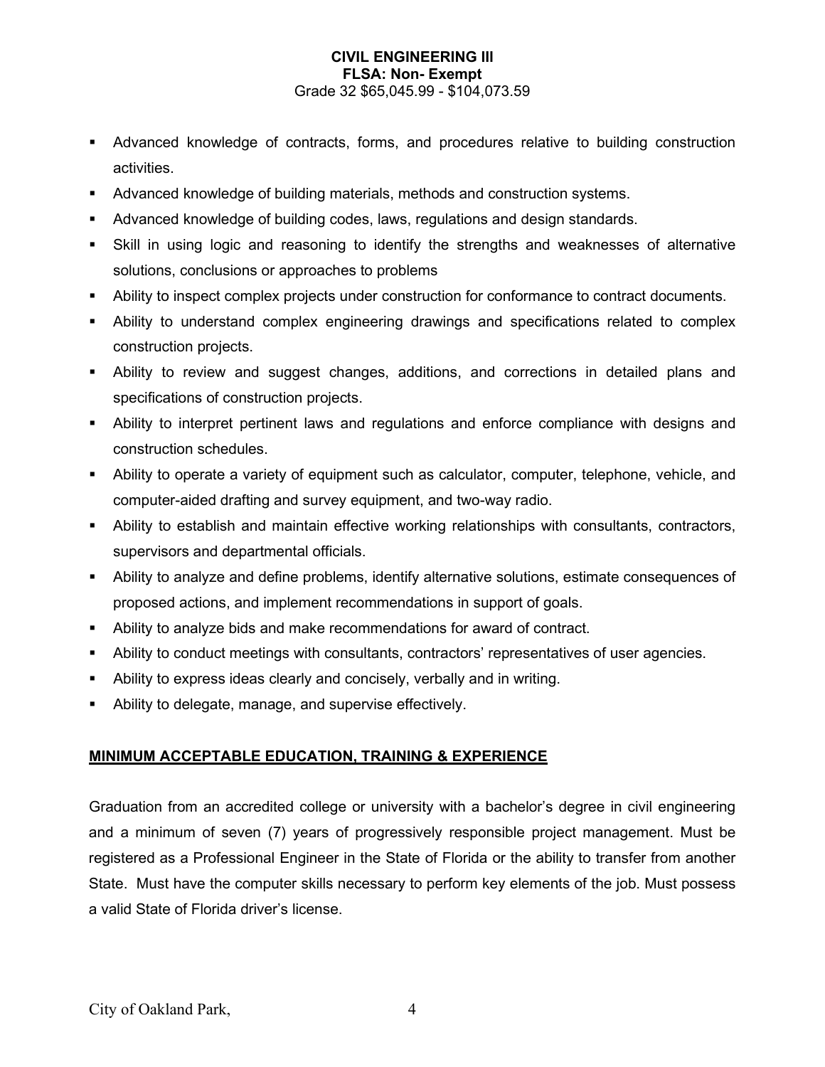**CIVIL ENGINEERING III**
**FLSA: Non- Exempt**
Grade 32 $65,045.99 - $104,073.59

- Advanced knowledge of contracts, forms, and procedures relative to building construction activities.
- Advanced knowledge of building materials, methods and construction systems.
- Advanced knowledge of building codes, laws, regulations and design standards.
- Skill in using logic and reasoning to identify the strengths and weaknesses of alternative solutions, conclusions or approaches to problems
- Ability to inspect complex projects under construction for conformance to contract documents.
- Ability to understand complex engineering drawings and specifications related to complex construction projects.
- Ability to review and suggest changes, additions, and corrections in detailed plans and specifications of construction projects.
- Ability to interpret pertinent laws and regulations and enforce compliance with designs and construction schedules.
- Ability to operate a variety of equipment such as calculator, computer, telephone, vehicle, and computer-aided drafting and survey equipment, and two-way radio.
- Ability to establish and maintain effective working relationships with consultants, contractors, supervisors and departmental officials.
- Ability to analyze and define problems, identify alternative solutions, estimate consequences of proposed actions, and implement recommendations in support of goals.
- Ability to analyze bids and make recommendations for award of contract.
- Ability to conduct meetings with consultants, contractors' representatives of user agencies.
- Ability to express ideas clearly and concisely, verbally and in writing.
- Ability to delegate, manage, and supervise effectively.

## MINIMUM ACCEPTABLE EDUCATION, TRAINING & EXPERIENCE

Graduation from an accredited college or university with a bachelor's degree in civil engineering and a minimum of seven (7) years of progressively responsible project management. Must be registered as a Professional Engineer in the State of Florida or the ability to transfer from another State. Must have the computer skills necessary to perform key elements of the job. Must possess a valid State of Florida driver's license.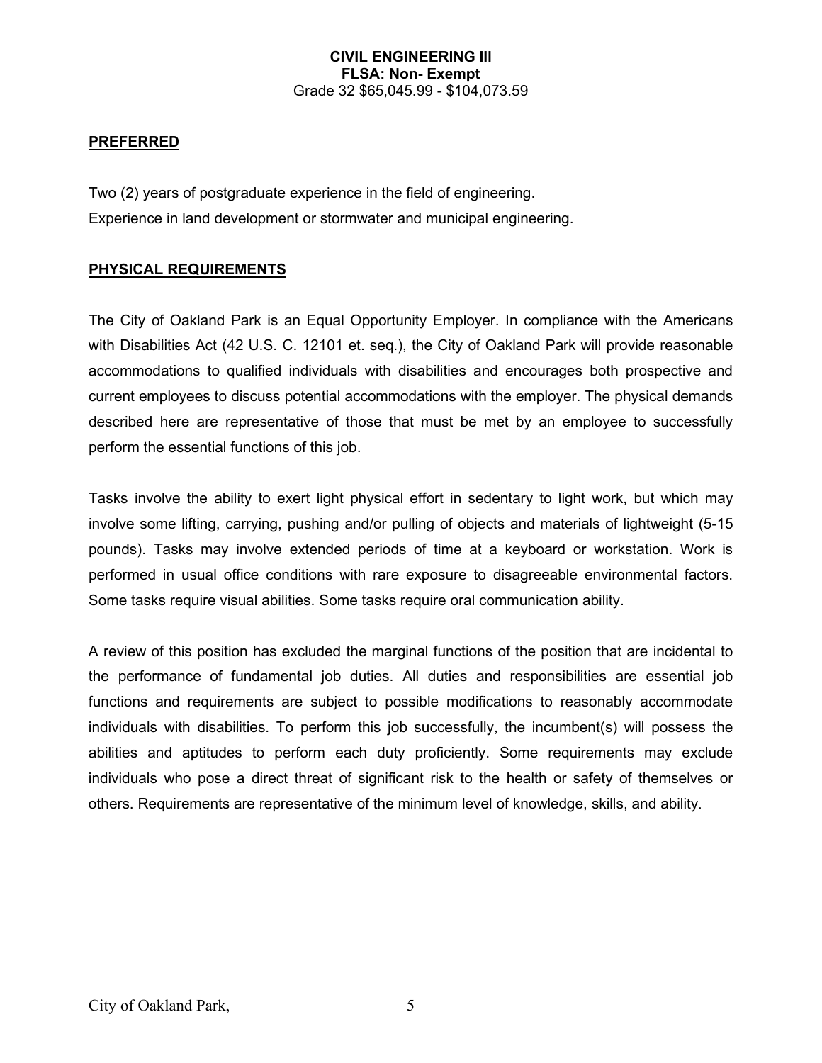**CIVIL ENGINEERING III**
**FLSA: Non- Exempt**
Grade 32 $65,045.99 - $104,073.59

## PREFERRED

Two (2) years of postgraduate experience in the field of engineering.
Experience in land development or stormwater and municipal engineering.

## PHYSICAL REQUIREMENTS

The City of Oakland Park is an Equal Opportunity Employer. In compliance with the Americans with Disabilities Act (42 U.S. C. 12101 et. seq.), the City of Oakland Park will provide reasonable accommodations to qualified individuals with disabilities and encourages both prospective and current employees to discuss potential accommodations with the employer. The physical demands described here are representative of those that must be met by an employee to successfully perform the essential functions of this job.

Tasks involve the ability to exert light physical effort in sedentary to light work, but which may involve some lifting, carrying, pushing and/or pulling of objects and materials of lightweight (5-15 pounds). Tasks may involve extended periods of time at a keyboard or workstation. Work is performed in usual office conditions with rare exposure to disagreeable environmental factors. Some tasks require visual abilities. Some tasks require oral communication ability.

A review of this position has excluded the marginal functions of the position that are incidental to the performance of fundamental job duties. All duties and responsibilities are essential job functions and requirements are subject to possible modifications to reasonably accommodate individuals with disabilities. To perform this job successfully, the incumbent(s) will possess the abilities and aptitudes to perform each duty proficiently. Some requirements may exclude individuals who pose a direct threat of significant risk to the health or safety of themselves or others. Requirements are representative of the minimum level of knowledge, skills, and ability.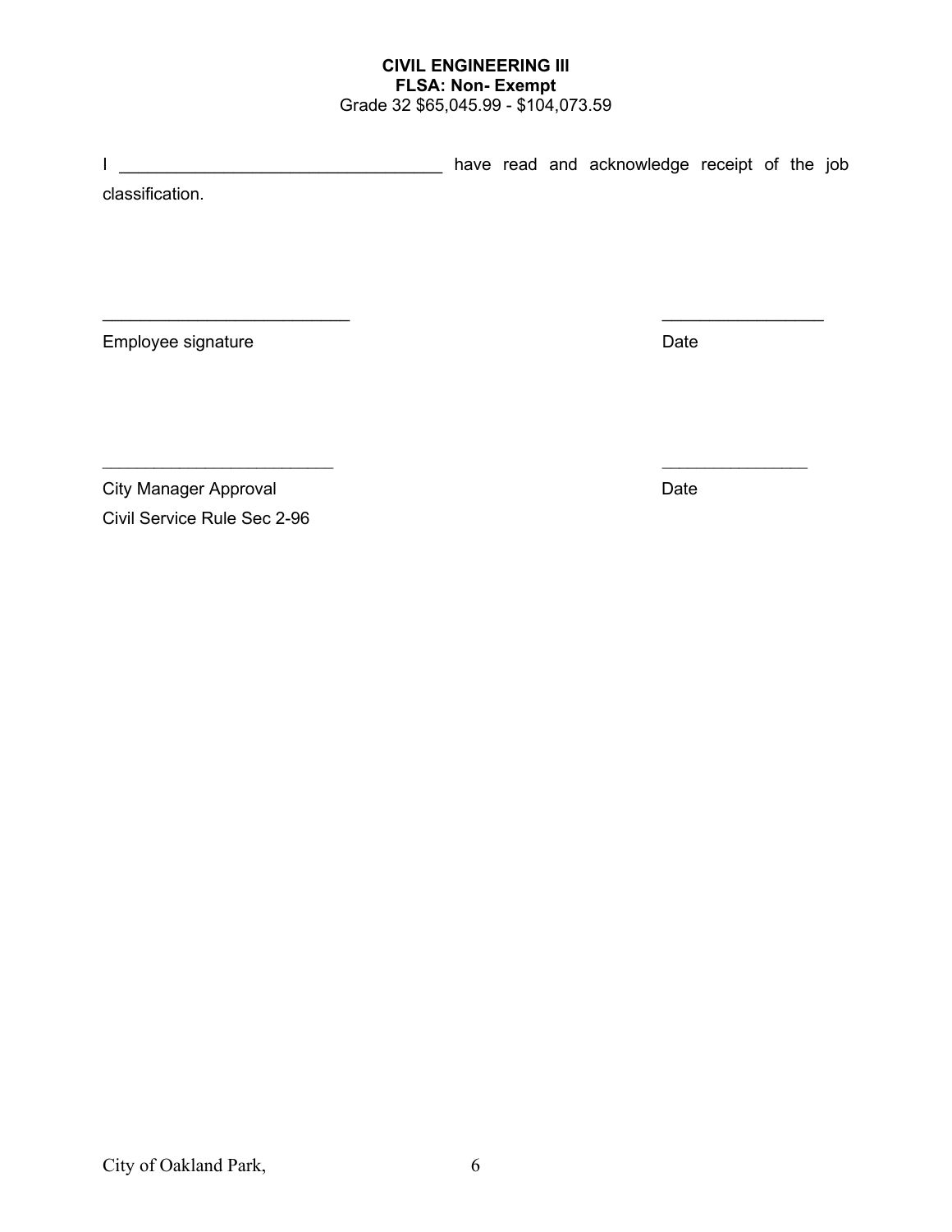**CIVIL ENGINEERING III**
**FLSA: Non- Exempt**
Grade 32 $65,045.99 - $104,073.59

I ________________________________ have read and acknowledge receipt of the job classification.

__________________________ Employee signature

_________________ Date

__________________________ City Manager Approval

_________________ Date

Civil Service Rule Sec 2-96